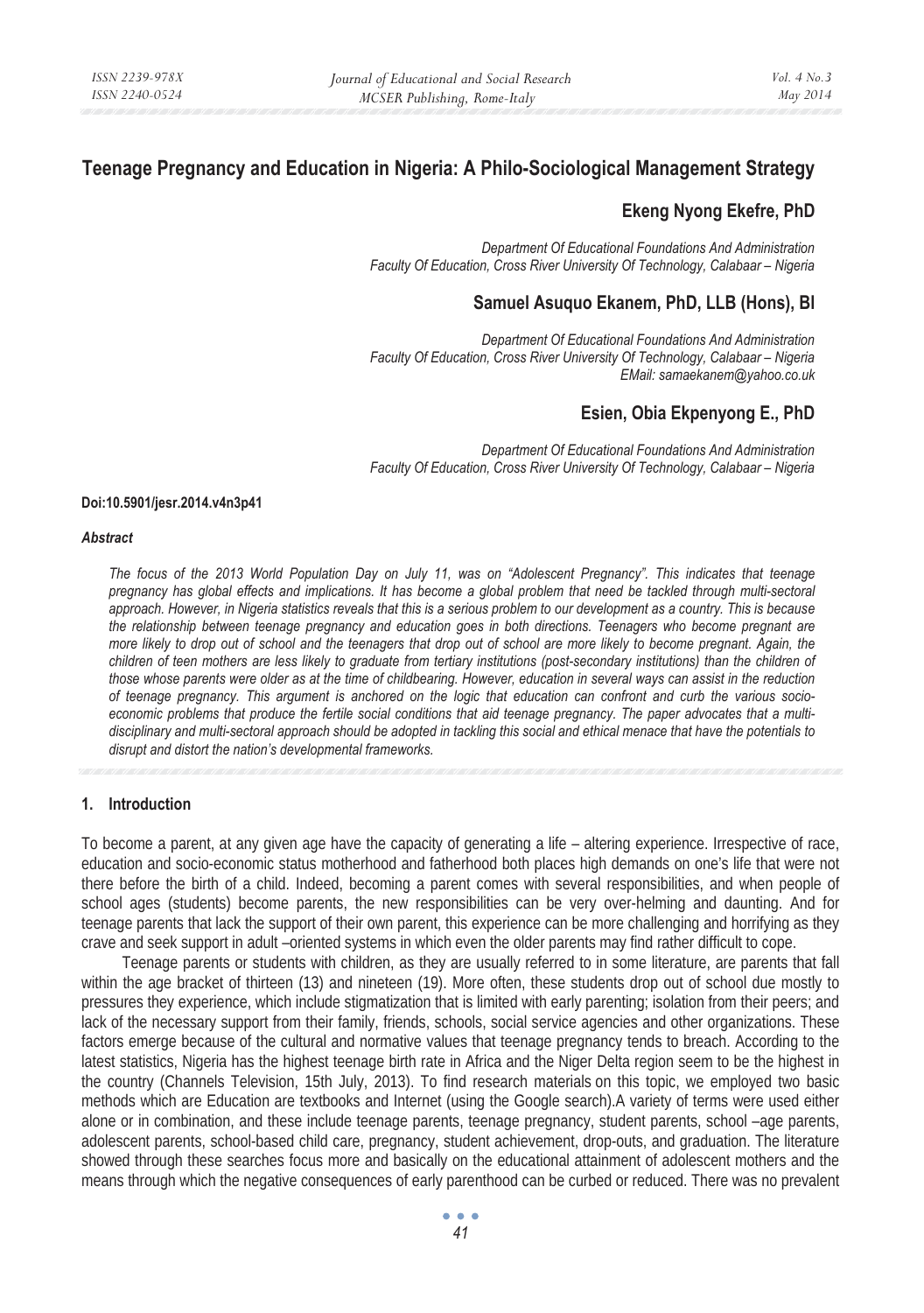# Teenage Pregnancy and Education in Nigeria: A Philo-Sociological Management Strategy

**Ekeng Nyong Ekefre, PhD**

*Department Of Educational Foundations And Administration*
*Faculty Of Education, Cross River University Of Technology, Calabaar – Nigeria*

**Samuel Asuquo Ekanem, PhD, LLB (Hons), BI**

*Department Of Educational Foundations And Administration*
*Faculty Of Education, Cross River University Of Technology, Calabaar – Nigeria*
*EMail: samaekanem@yahoo.co.uk*

**Esien, Obia Ekpenyong E., PhD**

*Department Of Educational Foundations And Administration*
*Faculty Of Education, Cross River University Of Technology, Calabaar – Nigeria*

**Doi:10.5901/jesr.2014.v4n3p41**

***Abstract***

*The focus of the 2013 World Population Day on July 11, was on "Adolescent Pregnancy". This indicates that teenage pregnancy has global effects and implications. It has become a global problem that need be tackled through multi-sectoral approach. However, in Nigeria statistics reveals that this is a serious problem to our development as a country. This is because the relationship between teenage pregnancy and education goes in both directions. Teenagers who become pregnant are more likely to drop out of school and the teenagers that drop out of school are more likely to become pregnant. Again, the children of teen mothers are less likely to graduate from tertiary institutions (post-secondary institutions) than the children of those whose parents were older as at the time of childbearing. However, education in several ways can assist in the reduction of teenage pregnancy. This argument is anchored on the logic that education can confront and curb the various socio-economic problems that produce the fertile social conditions that aid teenage pregnancy. The paper advocates that a multi-disciplinary and multi-sectoral approach should be adopted in tackling this social and ethical menace that have the potentials to disrupt and distort the nation's developmental frameworks.*

## 1. Introduction

To become a parent, at any given age have the capacity of generating a life – altering experience. Irrespective of race, education and socio-economic status motherhood and fatherhood both places high demands on one's life that were not there before the birth of a child. Indeed, becoming a parent comes with several responsibilities, and when people of school ages (students) become parents, the new responsibilities can be very over-helming and daunting. And for teenage parents that lack the support of their own parent, this experience can be more challenging and horrifying as they crave and seek support in adult –oriented systems in which even the older parents may find rather difficult to cope.

Teenage parents or students with children, as they are usually referred to in some literature, are parents that fall within the age bracket of thirteen (13) and nineteen (19). More often, these students drop out of school due mostly to pressures they experience, which include stigmatization that is limited with early parenting; isolation from their peers; and lack of the necessary support from their family, friends, schools, social service agencies and other organizations. These factors emerge because of the cultural and normative values that teenage pregnancy tends to breach. According to the latest statistics, Nigeria has the highest teenage birth rate in Africa and the Niger Delta region seem to be the highest in the country (Channels Television, 15th July, 2013). To find research materials on this topic, we employed two basic methods which are Education are textbooks and Internet (using the Google search).A variety of terms were used either alone or in combination, and these include teenage parents, teenage pregnancy, student parents, school –age parents, adolescent parents, school-based child care, pregnancy, student achievement, drop-outs, and graduation. The literature showed through these searches focus more and basically on the educational attainment of adolescent mothers and the means through which the negative consequences of early parenthood can be curbed or reduced. There was no prevalent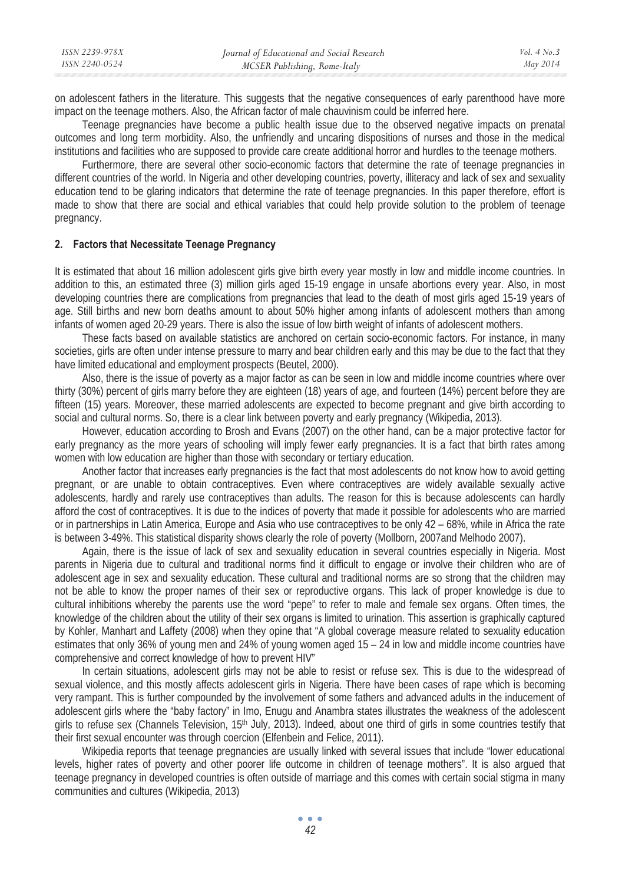on adolescent fathers in the literature. This suggests that the negative consequences of early parenthood have more impact on the teenage mothers. Also, the African factor of male chauvinism could be inferred here.

Teenage pregnancies have become a public health issue due to the observed negative impacts on prenatal outcomes and long term morbidity. Also, the unfriendly and uncaring dispositions of nurses and those in the medical institutions and facilities who are supposed to provide care create additional horror and hurdles to the teenage mothers.

Furthermore, there are several other socio-economic factors that determine the rate of teenage pregnancies in different countries of the world. In Nigeria and other developing countries, poverty, illiteracy and lack of sex and sexuality education tend to be glaring indicators that determine the rate of teenage pregnancies. In this paper therefore, effort is made to show that there are social and ethical variables that could help provide solution to the problem of teenage pregnancy.

## 2. Factors that Necessitate Teenage Pregnancy

It is estimated that about 16 million adolescent girls give birth every year mostly in low and middle income countries. In addition to this, an estimated three (3) million girls aged 15-19 engage in unsafe abortions every year. Also, in most developing countries there are complications from pregnancies that lead to the death of most girls aged 15-19 years of age. Still births and new born deaths amount to about 50% higher among infants of adolescent mothers than among infants of women aged 20-29 years. There is also the issue of low birth weight of infants of adolescent mothers.

These facts based on available statistics are anchored on certain socio-economic factors. For instance, in many societies, girls are often under intense pressure to marry and bear children early and this may be due to the fact that they have limited educational and employment prospects (Beutel, 2000).

Also, there is the issue of poverty as a major factor as can be seen in low and middle income countries where over thirty (30%) percent of girls marry before they are eighteen (18) years of age, and fourteen (14%) percent before they are fifteen (15) years. Moreover, these married adolescents are expected to become pregnant and give birth according to social and cultural norms. So, there is a clear link between poverty and early pregnancy (Wikipedia, 2013).

However, education according to Brosh and Evans (2007) on the other hand, can be a major protective factor for early pregnancy as the more years of schooling will imply fewer early pregnancies. It is a fact that birth rates among women with low education are higher than those with secondary or tertiary education.

Another factor that increases early pregnancies is the fact that most adolescents do not know how to avoid getting pregnant, or are unable to obtain contraceptives. Even where contraceptives are widely available sexually active adolescents, hardly and rarely use contraceptives than adults. The reason for this is because adolescents can hardly afford the cost of contraceptives. It is due to the indices of poverty that made it possible for adolescents who are married or in partnerships in Latin America, Europe and Asia who use contraceptives to be only 42 – 68%, while in Africa the rate is between 3-49%. This statistical disparity shows clearly the role of poverty (Mollborn, 2007and Melhodo 2007).

Again, there is the issue of lack of sex and sexuality education in several countries especially in Nigeria. Most parents in Nigeria due to cultural and traditional norms find it difficult to engage or involve their children who are of adolescent age in sex and sexuality education. These cultural and traditional norms are so strong that the children may not be able to know the proper names of their sex or reproductive organs. This lack of proper knowledge is due to cultural inhibitions whereby the parents use the word "pepe" to refer to male and female sex organs. Often times, the knowledge of the children about the utility of their sex organs is limited to urination. This assertion is graphically captured by Kohler, Manhart and Laffety (2008) when they opine that "A global coverage measure related to sexuality education estimates that only 36% of young men and 24% of young women aged 15 – 24 in low and middle income countries have comprehensive and correct knowledge of how to prevent HIV"

In certain situations, adolescent girls may not be able to resist or refuse sex. This is due to the widespread of sexual violence, and this mostly affects adolescent girls in Nigeria. There have been cases of rape which is becoming very rampant. This is further compounded by the involvement of some fathers and advanced adults in the inducement of adolescent girls where the "baby factory" in Imo, Enugu and Anambra states illustrates the weakness of the adolescent girls to refuse sex (Channels Television, 15th July, 2013). Indeed, about one third of girls in some countries testify that their first sexual encounter was through coercion (Elfenbein and Felice, 2011).

Wikipedia reports that teenage pregnancies are usually linked with several issues that include "lower educational levels, higher rates of poverty and other poorer life outcome in children of teenage mothers". It is also argued that teenage pregnancy in developed countries is often outside of marriage and this comes with certain social stigma in many communities and cultures (Wikipedia, 2013)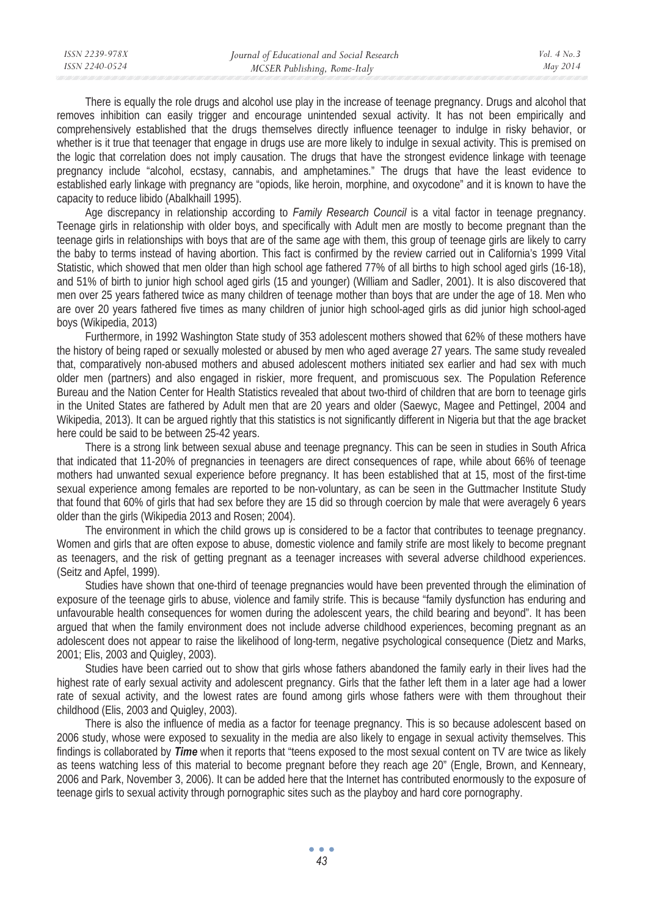There is equally the role drugs and alcohol use play in the increase of teenage pregnancy. Drugs and alcohol that removes inhibition can easily trigger and encourage unintended sexual activity. It has not been empirically and comprehensively established that the drugs themselves directly influence teenager to indulge in risky behavior, or whether is it true that teenager that engage in drugs use are more likely to indulge in sexual activity. This is premised on the logic that correlation does not imply causation. The drugs that have the strongest evidence linkage with teenage pregnancy include "alcohol, ecstasy, cannabis, and amphetamines." The drugs that have the least evidence to established early linkage with pregnancy are "opiods, like heroin, morphine, and oxycodone" and it is known to have the capacity to reduce libido (Abalkhaill 1995).

Age discrepancy in relationship according to *Family Research Council* is a vital factor in teenage pregnancy. Teenage girls in relationship with older boys, and specifically with Adult men are mostly to become pregnant than the teenage girls in relationships with boys that are of the same age with them, this group of teenage girls are likely to carry the baby to terms instead of having abortion. This fact is confirmed by the review carried out in California's 1999 Vital Statistic, which showed that men older than high school age fathered 77% of all births to high school aged girls (16-18), and 51% of birth to junior high school aged girls (15 and younger) (William and Sadler, 2001). It is also discovered that men over 25 years fathered twice as many children of teenage mother than boys that are under the age of 18. Men who are over 20 years fathered five times as many children of junior high school-aged girls as did junior high school-aged boys (Wikipedia, 2013)

Furthermore, in 1992 Washington State study of 353 adolescent mothers showed that 62% of these mothers have the history of being raped or sexually molested or abused by men who aged average 27 years. The same study revealed that, comparatively non-abused mothers and abused adolescent mothers initiated sex earlier and had sex with much older men (partners) and also engaged in riskier, more frequent, and promiscuous sex. The Population Reference Bureau and the Nation Center for Health Statistics revealed that about two-third of children that are born to teenage girls in the United States are fathered by Adult men that are 20 years and older (Saewyc, Magee and Pettingel, 2004 and Wikipedia, 2013). It can be argued rightly that this statistics is not significantly different in Nigeria but that the age bracket here could be said to be between 25-42 years.

There is a strong link between sexual abuse and teenage pregnancy. This can be seen in studies in South Africa that indicated that 11-20% of pregnancies in teenagers are direct consequences of rape, while about 66% of teenage mothers had unwanted sexual experience before pregnancy. It has been established that at 15, most of the first-time sexual experience among females are reported to be non-voluntary, as can be seen in the Guttmacher Institute Study that found that 60% of girls that had sex before they are 15 did so through coercion by male that were averagely 6 years older than the girls (Wikipedia 2013 and Rosen; 2004).

The environment in which the child grows up is considered to be a factor that contributes to teenage pregnancy. Women and girls that are often expose to abuse, domestic violence and family strife are most likely to become pregnant as teenagers, and the risk of getting pregnant as a teenager increases with several adverse childhood experiences. (Seitz and Apfel, 1999).

Studies have shown that one-third of teenage pregnancies would have been prevented through the elimination of exposure of the teenage girls to abuse, violence and family strife. This is because "family dysfunction has enduring and unfavourable health consequences for women during the adolescent years, the child bearing and beyond". It has been argued that when the family environment does not include adverse childhood experiences, becoming pregnant as an adolescent does not appear to raise the likelihood of long-term, negative psychological consequence (Dietz and Marks, 2001; Elis, 2003 and Quigley, 2003).

Studies have been carried out to show that girls whose fathers abandoned the family early in their lives had the highest rate of early sexual activity and adolescent pregnancy. Girls that the father left them in a later age had a lower rate of sexual activity, and the lowest rates are found among girls whose fathers were with them throughout their childhood (Elis, 2003 and Quigley, 2003).

There is also the influence of media as a factor for teenage pregnancy. This is so because adolescent based on 2006 study, whose were exposed to sexuality in the media are also likely to engage in sexual activity themselves. This findings is collaborated by ***Time*** when it reports that "teens exposed to the most sexual content on TV are twice as likely as teens watching less of this material to become pregnant before they reach age 20" (Engle, Brown, and Kenneary, 2006 and Park, November 3, 2006). It can be added here that the Internet has contributed enormously to the exposure of teenage girls to sexual activity through pornographic sites such as the playboy and hard core pornography.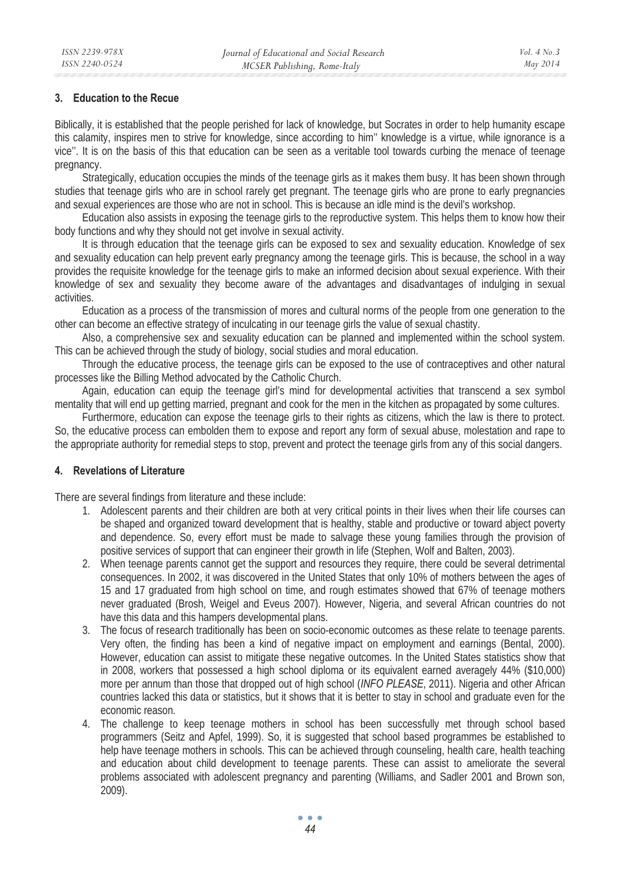## 3. Education to the Recue

Biblically, it is established that the people perished for lack of knowledge, but Socrates in order to help humanity escape this calamity, inspires men to strive for knowledge, since according to him'' knowledge is a virtue, while ignorance is a vice''. It is on the basis of this that education can be seen as a veritable tool towards curbing the menace of teenage pregnancy.

Strategically, education occupies the minds of the teenage girls as it makes them busy. It has been shown through studies that teenage girls who are in school rarely get pregnant. The teenage girls who are prone to early pregnancies and sexual experiences are those who are not in school. This is because an idle mind is the devil's workshop.

Education also assists in exposing the teenage girls to the reproductive system. This helps them to know how their body functions and why they should not get involve in sexual activity.

It is through education that the teenage girls can be exposed to sex and sexuality education. Knowledge of sex and sexuality education can help prevent early pregnancy among the teenage girls. This is because, the school in a way provides the requisite knowledge for the teenage girls to make an informed decision about sexual experience. With their knowledge of sex and sexuality they become aware of the advantages and disadvantages of indulging in sexual activities.

Education as a process of the transmission of mores and cultural norms of the people from one generation to the other can become an effective strategy of inculcating in our teenage girls the value of sexual chastity.

Also, a comprehensive sex and sexuality education can be planned and implemented within the school system. This can be achieved through the study of biology, social studies and moral education.

Through the educative process, the teenage girls can be exposed to the use of contraceptives and other natural processes like the Billing Method advocated by the Catholic Church.

Again, education can equip the teenage girl's mind for developmental activities that transcend a sex symbol mentality that will end up getting married, pregnant and cook for the men in the kitchen as propagated by some cultures.

Furthermore, education can expose the teenage girls to their rights as citizens, which the law is there to protect. So, the educative process can embolden them to expose and report any form of sexual abuse, molestation and rape to the appropriate authority for remedial steps to stop, prevent and protect the teenage girls from any of this social dangers.

## 4. Revelations of Literature

There are several findings from literature and these include:

1. Adolescent parents and their children are both at very critical points in their lives when their life courses can be shaped and organized toward development that is healthy, stable and productive or toward abject poverty and dependence. So, every effort must be made to salvage these young families through the provision of positive services of support that can engineer their growth in life (Stephen, Wolf and Balten, 2003).
2. When teenage parents cannot get the support and resources they require, there could be several detrimental consequences. In 2002, it was discovered in the United States that only 10% of mothers between the ages of 15 and 17 graduated from high school on time, and rough estimates showed that 67% of teenage mothers never graduated (Brosh, Weigel and Eveus 2007). However, Nigeria, and several African countries do not have this data and this hampers developmental plans.
3. The focus of research traditionally has been on socio-economic outcomes as these relate to teenage parents. Very often, the finding has been a kind of negative impact on employment and earnings (Bental, 2000). However, education can assist to mitigate these negative outcomes. In the United States statistics show that in 2008, workers that possessed a high school diploma or its equivalent earned averagely 44% ($10,000) more per annum than those that dropped out of high school (*INFO PLEASE*, 2011). Nigeria and other African countries lacked this data or statistics, but it shows that it is better to stay in school and graduate even for the economic reason.
4. The challenge to keep teenage mothers in school has been successfully met through school based programmers (Seitz and Apfel, 1999). So, it is suggested that school based programmes be established to help have teenage mothers in schools. This can be achieved through counseling, health care, health teaching and education about child development to teenage parents. These can assist to ameliorate the several problems associated with adolescent pregnancy and parenting (Williams, and Sadler 2001 and Brown son, 2009).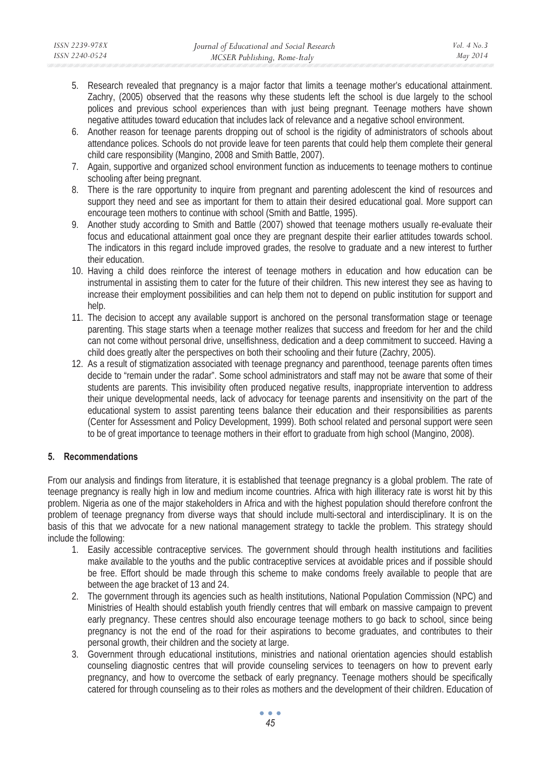5. Research revealed that pregnancy is a major factor that limits a teenage mother's educational attainment. Zachry, (2005) observed that the reasons why these students left the school is due largely to the school polices and previous school experiences than with just being pregnant. Teenage mothers have shown negative attitudes toward education that includes lack of relevance and a negative school environment.
6. Another reason for teenage parents dropping out of school is the rigidity of administrators of schools about attendance polices. Schools do not provide leave for teen parents that could help them complete their general child care responsibility (Mangino, 2008 and Smith Battle, 2007).
7. Again, supportive and organized school environment function as inducements to teenage mothers to continue schooling after being pregnant.
8. There is the rare opportunity to inquire from pregnant and parenting adolescent the kind of resources and support they need and see as important for them to attain their desired educational goal. More support can encourage teen mothers to continue with school (Smith and Battle, 1995).
9. Another study according to Smith and Battle (2007) showed that teenage mothers usually re-evaluate their focus and educational attainment goal once they are pregnant despite their earlier attitudes towards school. The indicators in this regard include improved grades, the resolve to graduate and a new interest to further their education.
10. Having a child does reinforce the interest of teenage mothers in education and how education can be instrumental in assisting them to cater for the future of their children. This new interest they see as having to increase their employment possibilities and can help them not to depend on public institution for support and help.
11. The decision to accept any available support is anchored on the personal transformation stage or teenage parenting. This stage starts when a teenage mother realizes that success and freedom for her and the child can not come without personal drive, unselfishness, dedication and a deep commitment to succeed. Having a child does greatly alter the perspectives on both their schooling and their future (Zachry, 2005).
12. As a result of stigmatization associated with teenage pregnancy and parenthood, teenage parents often times decide to "remain under the radar". Some school administrators and staff may not be aware that some of their students are parents. This invisibility often produced negative results, inappropriate intervention to address their unique developmental needs, lack of advocacy for teenage parents and insensitivity on the part of the educational system to assist parenting teens balance their education and their responsibilities as parents (Center for Assessment and Policy Development, 1999). Both school related and personal support were seen to be of great importance to teenage mothers in their effort to graduate from high school (Mangino, 2008).

## 5. Recommendations

From our analysis and findings from literature, it is established that teenage pregnancy is a global problem. The rate of teenage pregnancy is really high in low and medium income countries. Africa with high illiteracy rate is worst hit by this problem. Nigeria as one of the major stakeholders in Africa and with the highest population should therefore confront the problem of teenage pregnancy from diverse ways that should include multi-sectoral and interdisciplinary. It is on the basis of this that we advocate for a new national management strategy to tackle the problem. This strategy should include the following:

1. Easily accessible contraceptive services. The government should through health institutions and facilities make available to the youths and the public contraceptive services at avoidable prices and if possible should be free. Effort should be made through this scheme to make condoms freely available to people that are between the age bracket of 13 and 24.
2. The government through its agencies such as health institutions, National Population Commission (NPC) and Ministries of Health should establish youth friendly centres that will embark on massive campaign to prevent early pregnancy. These centres should also encourage teenage mothers to go back to school, since being pregnancy is not the end of the road for their aspirations to become graduates, and contributes to their personal growth, their children and the society at large.
3. Government through educational institutions, ministries and national orientation agencies should establish counseling diagnostic centres that will provide counseling services to teenagers on how to prevent early pregnancy, and how to overcome the setback of early pregnancy. Teenage mothers should be specifically catered for through counseling as to their roles as mothers and the development of their children. Education of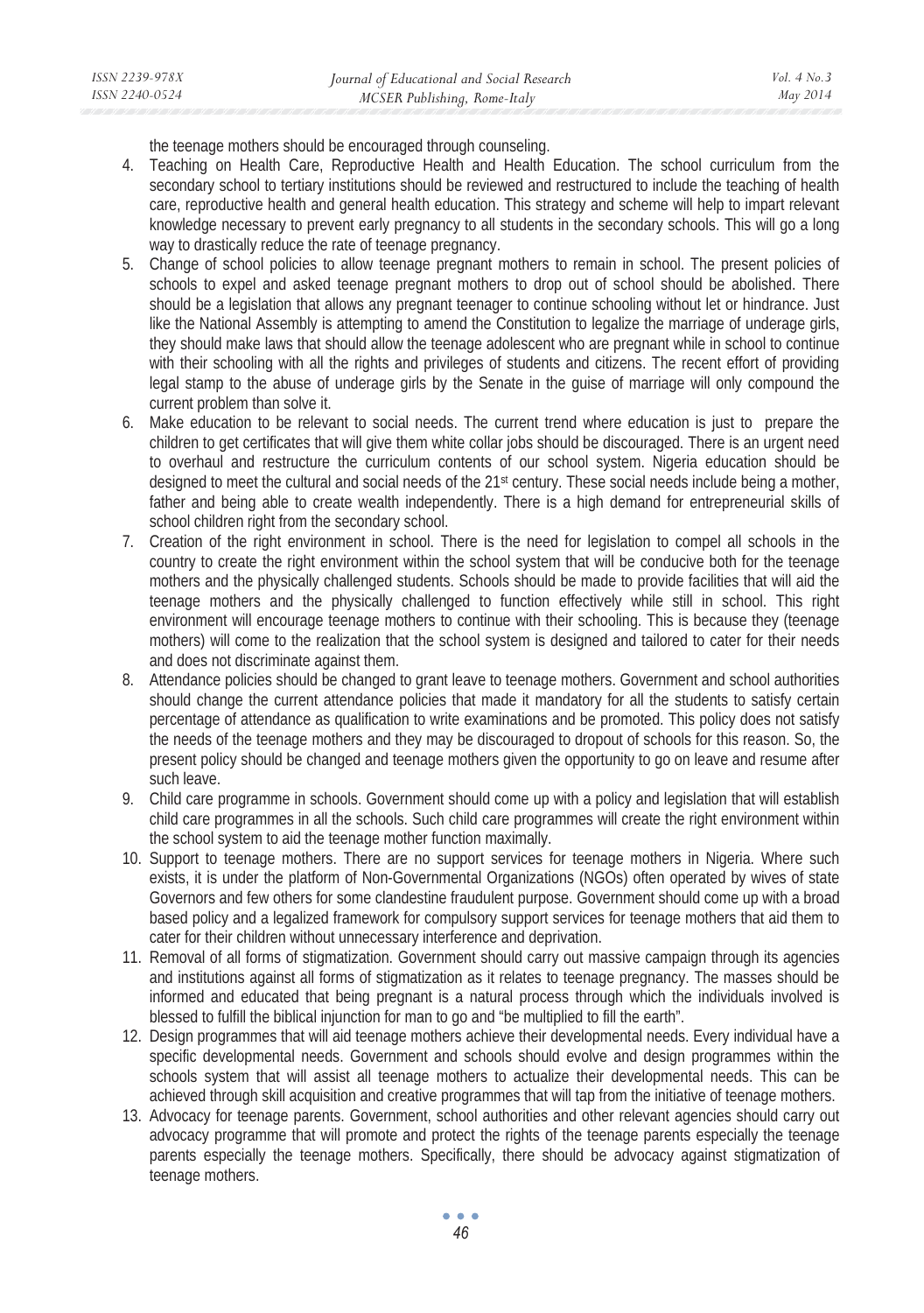the teenage mothers should be encouraged through counseling.

4. Teaching on Health Care, Reproductive Health and Health Education. The school curriculum from the secondary school to tertiary institutions should be reviewed and restructured to include the teaching of health care, reproductive health and general health education. This strategy and scheme will help to impart relevant knowledge necessary to prevent early pregnancy to all students in the secondary schools. This will go a long way to drastically reduce the rate of teenage pregnancy.
5. Change of school policies to allow teenage pregnant mothers to remain in school. The present policies of schools to expel and asked teenage pregnant mothers to drop out of school should be abolished. There should be a legislation that allows any pregnant teenager to continue schooling without let or hindrance. Just like the National Assembly is attempting to amend the Constitution to legalize the marriage of underage girls, they should make laws that should allow the teenage adolescent who are pregnant while in school to continue with their schooling with all the rights and privileges of students and citizens. The recent effort of providing legal stamp to the abuse of underage girls by the Senate in the guise of marriage will only compound the current problem than solve it.
6. Make education to be relevant to social needs. The current trend where education is just to prepare the children to get certificates that will give them white collar jobs should be discouraged. There is an urgent need to overhaul and restructure the curriculum contents of our school system. Nigeria education should be designed to meet the cultural and social needs of the 21st century. These social needs include being a mother, father and being able to create wealth independently. There is a high demand for entrepreneurial skills of school children right from the secondary school.
7. Creation of the right environment in school. There is the need for legislation to compel all schools in the country to create the right environment within the school system that will be conducive both for the teenage mothers and the physically challenged students. Schools should be made to provide facilities that will aid the teenage mothers and the physically challenged to function effectively while still in school. This right environment will encourage teenage mothers to continue with their schooling. This is because they (teenage mothers) will come to the realization that the school system is designed and tailored to cater for their needs and does not discriminate against them.
8. Attendance policies should be changed to grant leave to teenage mothers. Government and school authorities should change the current attendance policies that made it mandatory for all the students to satisfy certain percentage of attendance as qualification to write examinations and be promoted. This policy does not satisfy the needs of the teenage mothers and they may be discouraged to dropout of schools for this reason. So, the present policy should be changed and teenage mothers given the opportunity to go on leave and resume after such leave.
9. Child care programme in schools. Government should come up with a policy and legislation that will establish child care programmes in all the schools. Such child care programmes will create the right environment within the school system to aid the teenage mother function maximally.
10. Support to teenage mothers. There are no support services for teenage mothers in Nigeria. Where such exists, it is under the platform of Non-Governmental Organizations (NGOs) often operated by wives of state Governors and few others for some clandestine fraudulent purpose. Government should come up with a broad based policy and a legalized framework for compulsory support services for teenage mothers that aid them to cater for their children without unnecessary interference and deprivation.
11. Removal of all forms of stigmatization. Government should carry out massive campaign through its agencies and institutions against all forms of stigmatization as it relates to teenage pregnancy. The masses should be informed and educated that being pregnant is a natural process through which the individuals involved is blessed to fulfill the biblical injunction for man to go and "be multiplied to fill the earth".
12. Design programmes that will aid teenage mothers achieve their developmental needs. Every individual have a specific developmental needs. Government and schools should evolve and design programmes within the schools system that will assist all teenage mothers to actualize their developmental needs. This can be achieved through skill acquisition and creative programmes that will tap from the initiative of teenage mothers.
13. Advocacy for teenage parents. Government, school authorities and other relevant agencies should carry out advocacy programme that will promote and protect the rights of the teenage parents especially the teenage parents especially the teenage mothers. Specifically, there should be advocacy against stigmatization of teenage mothers.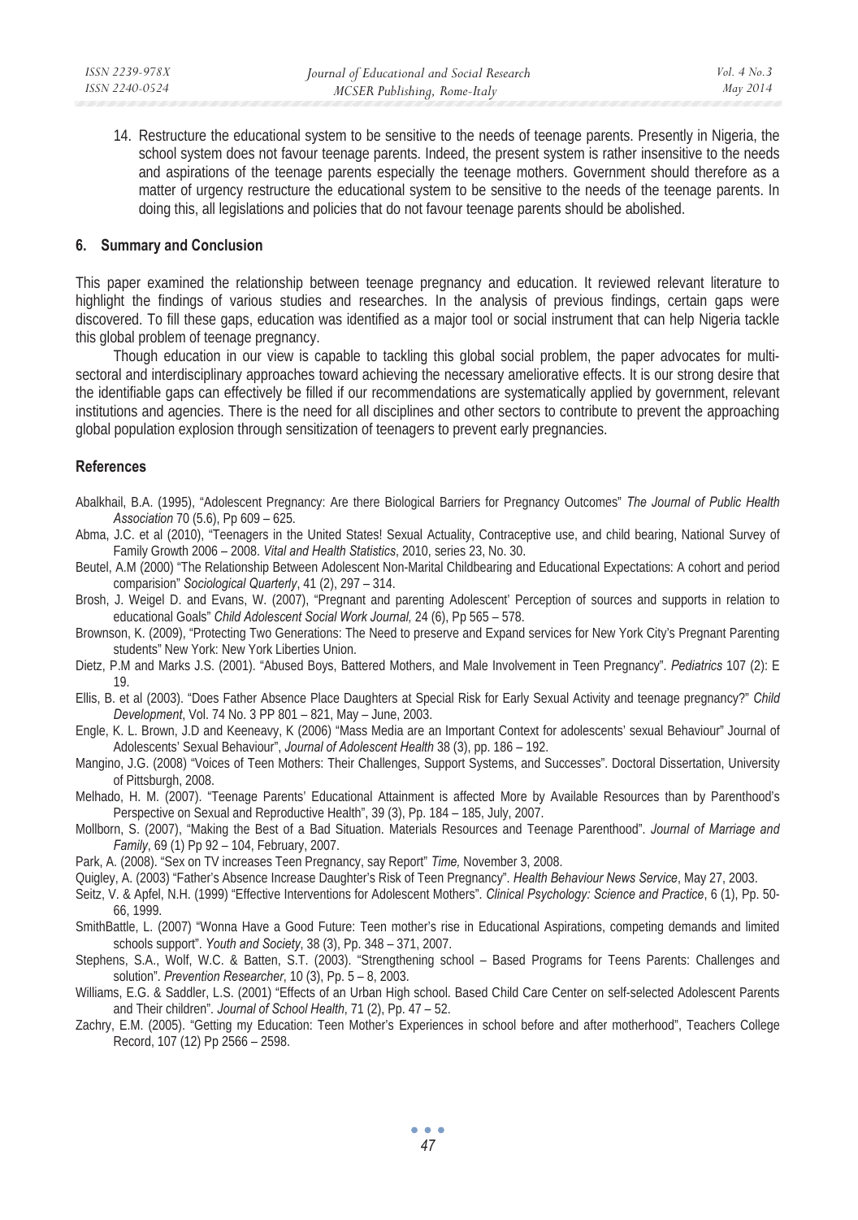14. Restructure the educational system to be sensitive to the needs of teenage parents. Presently in Nigeria, the school system does not favour teenage parents. Indeed, the present system is rather insensitive to the needs and aspirations of the teenage parents especially the teenage mothers. Government should therefore as a matter of urgency restructure the educational system to be sensitive to the needs of the teenage parents. In doing this, all legislations and policies that do not favour teenage parents should be abolished.

## 6. Summary and Conclusion

This paper examined the relationship between teenage pregnancy and education. It reviewed relevant literature to highlight the findings of various studies and researches. In the analysis of previous findings, certain gaps were discovered. To fill these gaps, education was identified as a major tool or social instrument that can help Nigeria tackle this global problem of teenage pregnancy.

Though education in our view is capable to tackling this global social problem, the paper advocates for multi-sectoral and interdisciplinary approaches toward achieving the necessary ameliorative effects. It is our strong desire that the identifiable gaps can effectively be filled if our recommendations are systematically applied by government, relevant institutions and agencies. There is the need for all disciplines and other sectors to contribute to prevent the approaching global population explosion through sensitization of teenagers to prevent early pregnancies.

## References

Abalkhail, B.A. (1995), "Adolescent Pregnancy: Are there Biological Barriers for Pregnancy Outcomes" *The Journal of Public Health Association* 70 (5.6), Pp 609 – 625.

Abma, J.C. et al (2010), "Teenagers in the United States! Sexual Actuality, Contraceptive use, and child bearing, National Survey of Family Growth 2006 – 2008. *Vital and Health Statistics*, 2010, series 23, No. 30.

Beutel, A.M (2000) "The Relationship Between Adolescent Non-Marital Childbearing and Educational Expectations: A cohort and period comparision" *Sociological Quarterly*, 41 (2), 297 – 314.

Brosh, J. Weigel D. and Evans, W. (2007), "Pregnant and parenting Adolescent' Perception of sources and supports in relation to educational Goals" *Child Adolescent Social Work Journal,* 24 (6), Pp 565 – 578.

Brownson, K. (2009), "Protecting Two Generations: The Need to preserve and Expand services for New York City's Pregnant Parenting students" New York: New York Liberties Union.

Dietz, P.M and Marks J.S. (2001). "Abused Boys, Battered Mothers, and Male Involvement in Teen Pregnancy". *Pediatrics* 107 (2): E 19.

Ellis, B. et al (2003). "Does Father Absence Place Daughters at Special Risk for Early Sexual Activity and teenage pregnancy?" *Child Development*, Vol. 74 No. 3 PP 801 – 821, May – June, 2003.

Engle, K. L. Brown, J.D and Keeneavy, K (2006) "Mass Media are an Important Context for adolescents' sexual Behaviour" Journal of Adolescents' Sexual Behaviour", *Journal of Adolescent Health* 38 (3), pp. 186 – 192.

Mangino, J.G. (2008) "Voices of Teen Mothers: Their Challenges, Support Systems, and Successes". Doctoral Dissertation, University of Pittsburgh, 2008.

Melhado, H. M. (2007). "Teenage Parents' Educational Attainment is affected More by Available Resources than by Parenthood's Perspective on Sexual and Reproductive Health", 39 (3), Pp. 184 – 185, July, 2007.

Mollborn, S. (2007), "Making the Best of a Bad Situation. Materials Resources and Teenage Parenthood". *Journal of Marriage and Family*, 69 (1) Pp 92 – 104, February, 2007.

Park, A. (2008). "Sex on TV increases Teen Pregnancy, say Report" *Time,* November 3, 2008.

Quigley, A. (2003) "Father's Absence Increase Daughter's Risk of Teen Pregnancy". *Health Behaviour News Service*, May 27, 2003.

Seitz, V. & Apfel, N.H. (1999) "Effective Interventions for Adolescent Mothers". *Clinical Psychology: Science and Practice*, 6 (1), Pp. 50-66, 1999.

SmithBattle, L. (2007) "Wonna Have a Good Future: Teen mother's rise in Educational Aspirations, competing demands and limited schools support". *Youth and Society*, 38 (3), Pp. 348 – 371, 2007.

Stephens, S.A., Wolf, W.C. & Batten, S.T. (2003). "Strengthening school – Based Programs for Teens Parents: Challenges and solution". *Prevention Researcher*, 10 (3), Pp. 5 – 8, 2003.

Williams, E.G. & Saddler, L.S. (2001) "Effects of an Urban High school. Based Child Care Center on self-selected Adolescent Parents and Their children". *Journal of School Health*, 71 (2), Pp. 47 – 52.

Zachry, E.M. (2005). "Getting my Education: Teen Mother's Experiences in school before and after motherhood", Teachers College Record, 107 (12) Pp 2566 – 2598.